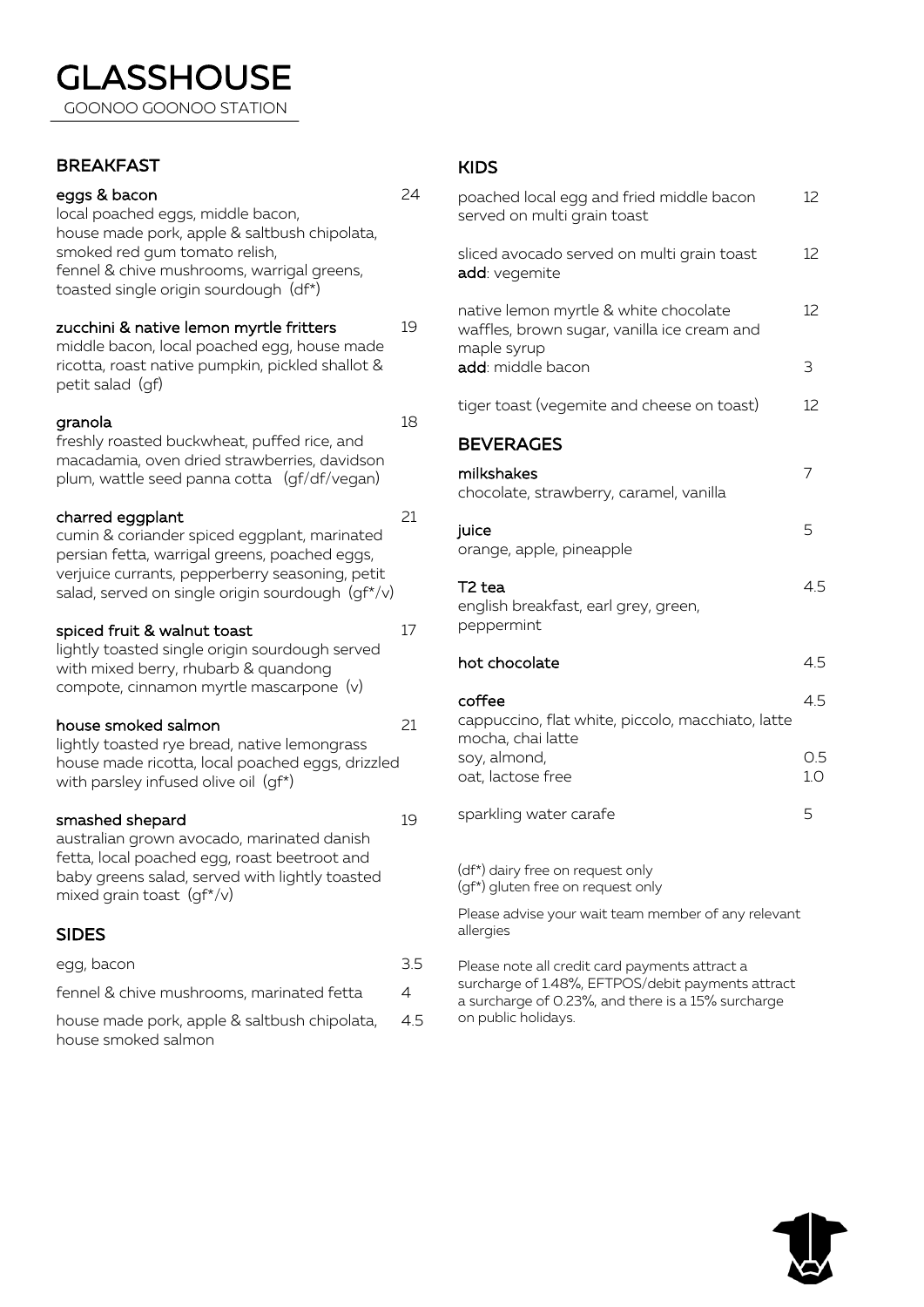# GLASSHOUSE

GOONOO GOONOO STATION

## BREAKFAST

**eggs & bacon** — 24
local poached eggs, middle bacon, house made pork, apple & saltbush chipolata, smoked red gum tomato relish, fennel & chive mushrooms, warrigal greens, toasted single origin sourdough (df*)

**zucchini & native lemon myrtle fritters** — 19
middle bacon, local poached egg, house made ricotta, roast native pumpkin, pickled shallot & petit salad (gf)

**granola** — 18
freshly roasted buckwheat, puffed rice, and macadamia, oven dried strawberries, davidson plum, wattle seed panna cotta (gf/df/vegan)

**charred eggplant** — 21
cumin & coriander spiced eggplant, marinated persian fetta, warrigal greens, poached eggs, verjuice currants, pepperberry seasoning, petit salad, served on single origin sourdough (gf*/v)

**spiced fruit & walnut toast** — 17
lightly toasted single origin sourdough served with mixed berry, rhubarb & quandong compote, cinnamon myrtle mascarpone (v)

**house smoked salmon** — 21
lightly toasted rye bread, native lemongrass house made ricotta, local poached eggs, drizzled with parsley infused olive oil (gf*)

**smashed shepard** — 19
australian grown avocado, marinated danish fetta, local poached egg, roast beetroot and baby greens salad, served with lightly toasted mixed grain toast (gf*/v)

## SIDES

| | |
|---|---|
| egg, bacon | 3.5 |
| fennel & chive mushrooms, marinated fetta | 4 |
| house made pork, apple & saltbush chipolata, house smoked salmon | 4.5 |

## KIDS

poached local egg and fried middle bacon served on multi grain toast — 12

sliced avocado served on multi grain toast — 12
**add**: vegemite

native lemon myrtle & white chocolate waffles, brown sugar, vanilla ice cream and maple syrup — 12
**add**: middle bacon — 3

tiger toast (vegemite and cheese on toast) — 12

## BEVERAGES

**milkshakes** — 7
chocolate, strawberry, caramel, vanilla

**juice** — 5
orange, apple, pineapple

**T2 tea** — 4.5
english breakfast, earl grey, green, peppermint

**hot chocolate** — 4.5

**coffee** — 4.5
cappuccino, flat white, piccolo, macchiato, latte mocha, chai latte
soy, almond, — 0.5
oat, lactose free — 1.0

sparkling water carafe — 5

(df*) dairy free on request only
(gf*) gluten free on request only

Please advise your wait team member of any relevant allergies

Please note all credit card payments attract a surcharge of 1.48%, EFTPOS/debit payments attract a surcharge of 0.23%, and there is a 15% surcharge on public holidays.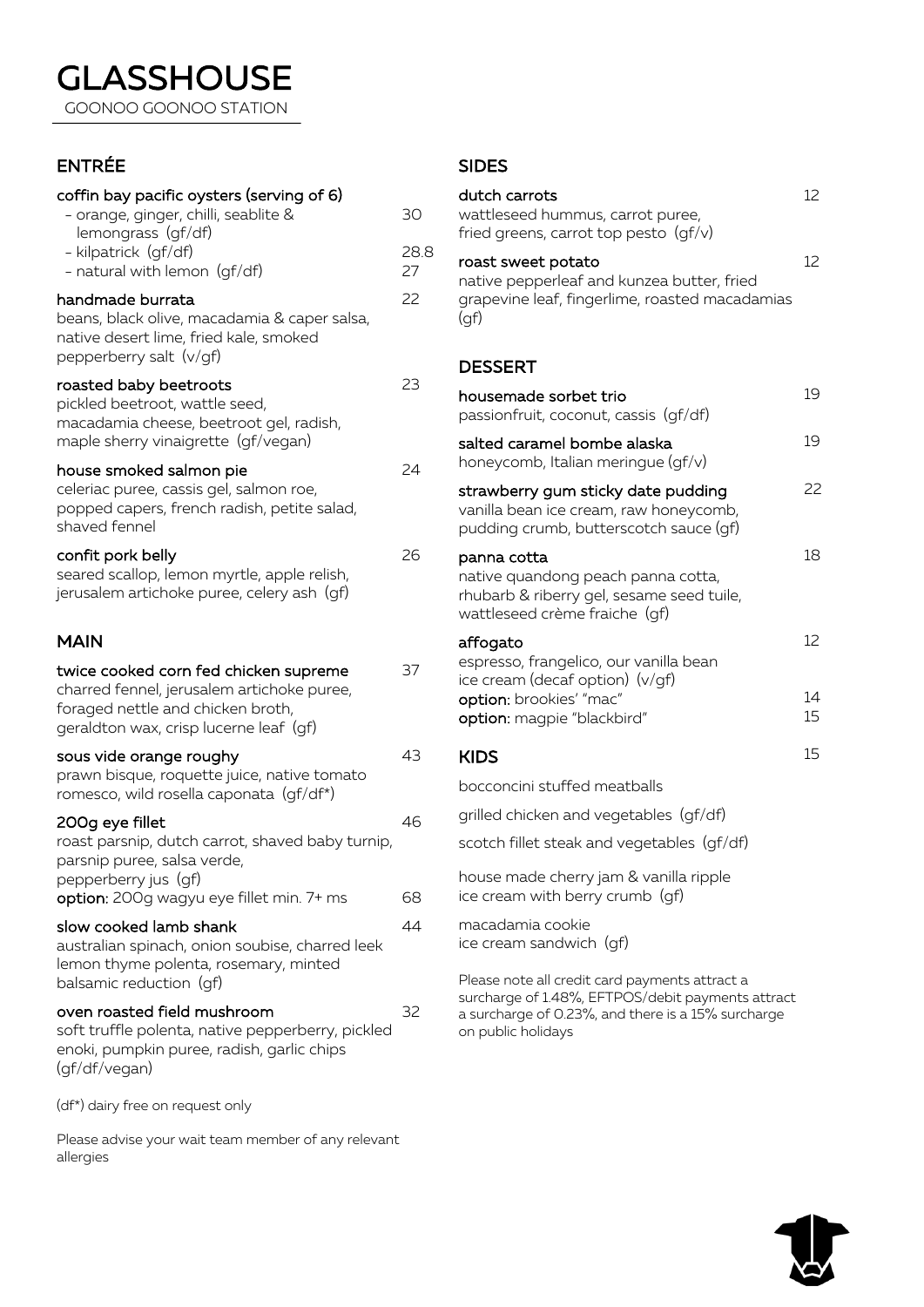# GLASSHOUSE

GOONOO GOONOO STATION

## ENTRÉE

**coffin bay pacific oysters (serving of 6)**
- orange, ginger, chilli, seablite & lemongrass (gf/df) — 30
- kilpatrick (gf/df) — 28.8
- natural with lemon (gf/df) — 27

**handmade burrata** — 22
beans, black olive, macadamia & caper salsa, native desert lime, fried kale, smoked pepperberry salt (v/gf)

**roasted baby beetroots** — 23
pickled beetroot, wattle seed, macadamia cheese, beetroot gel, radish, maple sherry vinaigrette (gf/vegan)

**house smoked salmon pie** — 24
celeriac puree, cassis gel, salmon roe, popped capers, french radish, petite salad, shaved fennel

**confit pork belly** — 26
seared scallop, lemon myrtle, apple relish, jerusalem artichoke puree, celery ash (gf)

## MAIN

**twice cooked corn fed chicken supreme** — 37
charred fennel, jerusalem artichoke puree, foraged nettle and chicken broth, geraldton wax, crisp lucerne leaf (gf)

**sous vide orange roughy** — 43
prawn bisque, roquette juice, native tomato romesco, wild rosella caponata (gf/df*)

**200g eye fillet** — 46
roast parsnip, dutch carrot, shaved baby turnip, parsnip puree, salsa verde, pepperberry jus (gf)
**option:** 200g wagyu eye fillet min. 7+ ms — 68

**slow cooked lamb shank** — 44
australian spinach, onion soubise, charred leek lemon thyme polenta, rosemary, minted balsamic reduction (gf)

**oven roasted field mushroom** — 32
soft truffle polenta, native pepperberry, pickled enoki, pumpkin puree, radish, garlic chips (gf/df/vegan)

(df*) dairy free on request only

Please advise your wait team member of any relevant allergies

## SIDES

**dutch carrots** — 12
wattleseed hummus, carrot puree, fried greens, carrot top pesto (gf/v)

**roast sweet potato** — 12
native pepperleaf and kunzea butter, fried grapevine leaf, fingerlime, roasted macadamias (gf)

## DESSERT

**housemade sorbet trio** — 19
passionfruit, coconut, cassis (gf/df)

**salted caramel bombe alaska** — 19
honeycomb, Italian meringue (gf/v)

**strawberry gum sticky date pudding** — 22
vanilla bean ice cream, raw honeycomb, pudding crumb, butterscotch sauce (gf)

**panna cotta** — 18
native quandong peach panna cotta, rhubarb & riberry gel, sesame seed tuile, wattleseed crème fraiche (gf)

**affogato** — 12
espresso, frangelico, our vanilla bean ice cream (decaf option) (v/gf)
**option:** brookies' "mac" — 14
**option:** magpie "blackbird" — 15

## KIDS — 15

bocconcini stuffed meatballs

grilled chicken and vegetables (gf/df)

scotch fillet steak and vegetables (gf/df)

house made cherry jam & vanilla ripple ice cream with berry crumb (gf)

macadamia cookie ice cream sandwich (gf)

Please note all credit card payments attract a surcharge of 1.48%, EFTPOS/debit payments attract a surcharge of 0.23%, and there is a 15% surcharge on public holidays